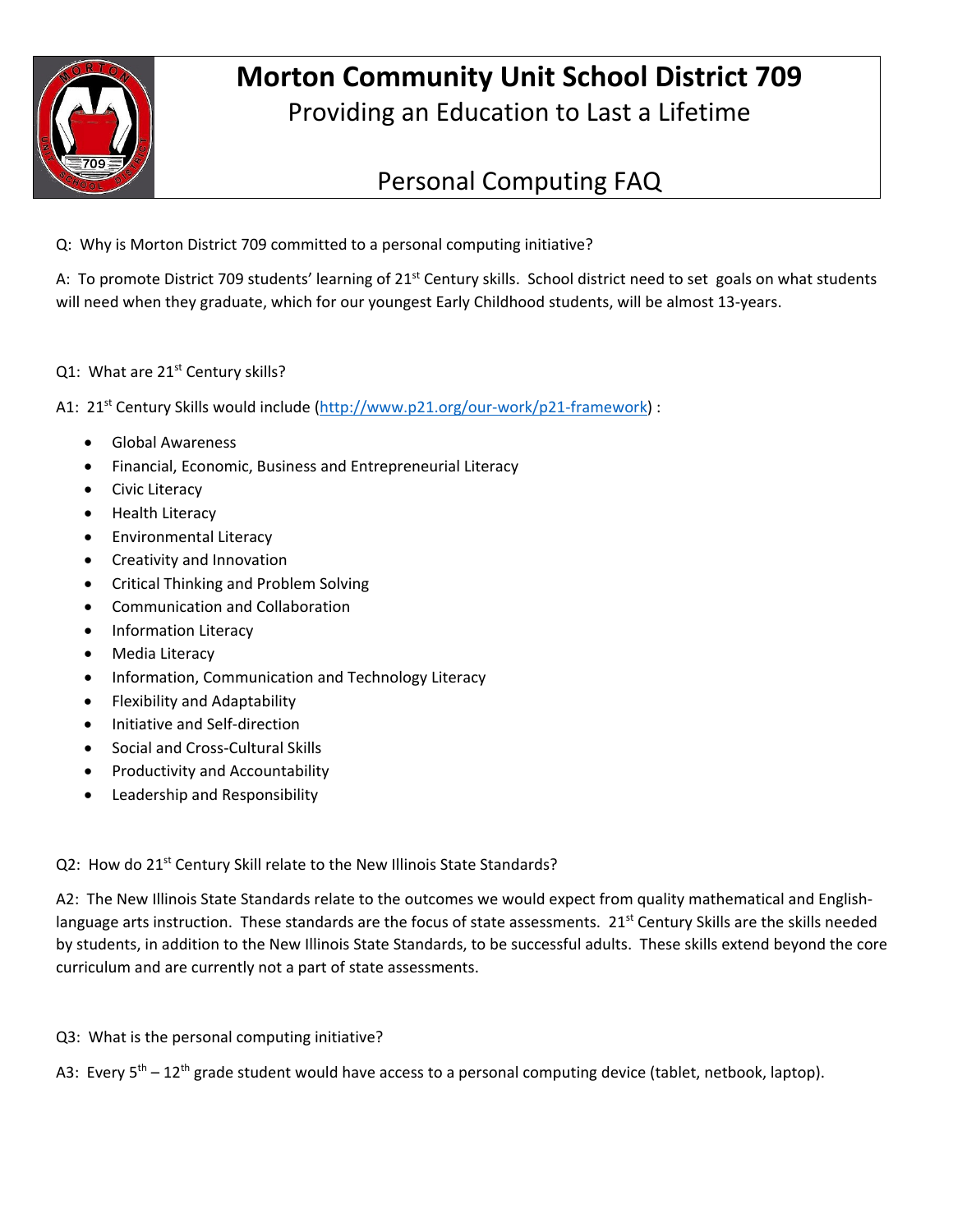# Morton Community Unit School District 709

Providing an Education to Last a Lifetime

## Personal Computing FAQ

Q: Why is Morton District 709 committed to a personal computing initiative?

A: To promote District 709 students' learning of 21st Century skills. School district need to set goals on what students will need when they graduate, which for our youngest Early Childhood students, will be almost 13-years.

Q1: What are 21st Century skills?

A1: 21st Century Skills would include (http://www.p21.org/our-work/p21-framework) :

- Global Awareness
- Financial, Economic, Business and Entrepreneurial Literacy
- Civic Literacy
- Health Literacy
- Environmental Literacy
- Creativity and Innovation
- Critical Thinking and Problem Solving
- Communication and Collaboration
- Information Literacy
- Media Literacy
- Information, Communication and Technology Literacy
- Flexibility and Adaptability
- Initiative and Self-direction
- Social and Cross-Cultural Skills
- Productivity and Accountability
- Leadership and Responsibility

Q2: How do 21st Century Skill relate to the New Illinois State Standards?

A2: The New Illinois State Standards relate to the outcomes we would expect from quality mathematical and English-language arts instruction. These standards are the focus of state assessments. 21st Century Skills are the skills needed by students, in addition to the New Illinois State Standards, to be successful adults. These skills extend beyond the core curriculum and are currently not a part of state assessments.

Q3: What is the personal computing initiative?

A3: Every 5th – 12th grade student would have access to a personal computing device (tablet, netbook, laptop).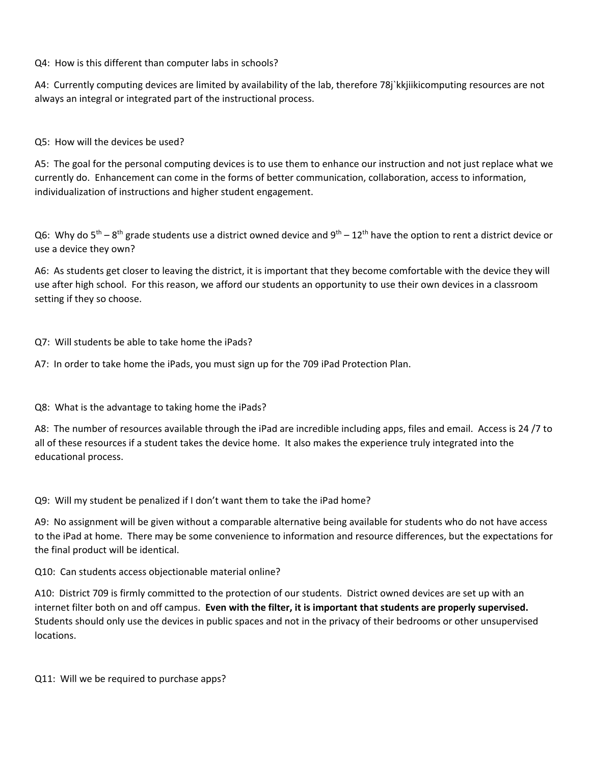Q4: How is this different than computer labs in schools?

A4: Currently computing devices are limited by availability of the lab, therefore 78j`kkjiikicomputing resources are not always an integral or integrated part of the instructional process.

Q5: How will the devices be used?

A5: The goal for the personal computing devices is to use them to enhance our instruction and not just replace what we currently do. Enhancement can come in the forms of better communication, collaboration, access to information, individualization of instructions and higher student engagement.

Q6: Why do 5th – 8th grade students use a district owned device and 9th – 12th have the option to rent a district device or use a device they own?

A6: As students get closer to leaving the district, it is important that they become comfortable with the device they will use after high school. For this reason, we afford our students an opportunity to use their own devices in a classroom setting if they so choose.

Q7: Will students be able to take home the iPads?

A7: In order to take home the iPads, you must sign up for the 709 iPad Protection Plan.

Q8: What is the advantage to taking home the iPads?

A8: The number of resources available through the iPad are incredible including apps, files and email. Access is 24 /7 to all of these resources if a student takes the device home. It also makes the experience truly integrated into the educational process.

Q9: Will my student be penalized if I don't want them to take the iPad home?

A9: No assignment will be given without a comparable alternative being available for students who do not have access to the iPad at home. There may be some convenience to information and resource differences, but the expectations for the final product will be identical.

Q10: Can students access objectionable material online?

A10: District 709 is firmly committed to the protection of our students. District owned devices are set up with an internet filter both on and off campus. **Even with the filter, it is important that students are properly supervised.** Students should only use the devices in public spaces and not in the privacy of their bedrooms or other unsupervised locations.

Q11: Will we be required to purchase apps?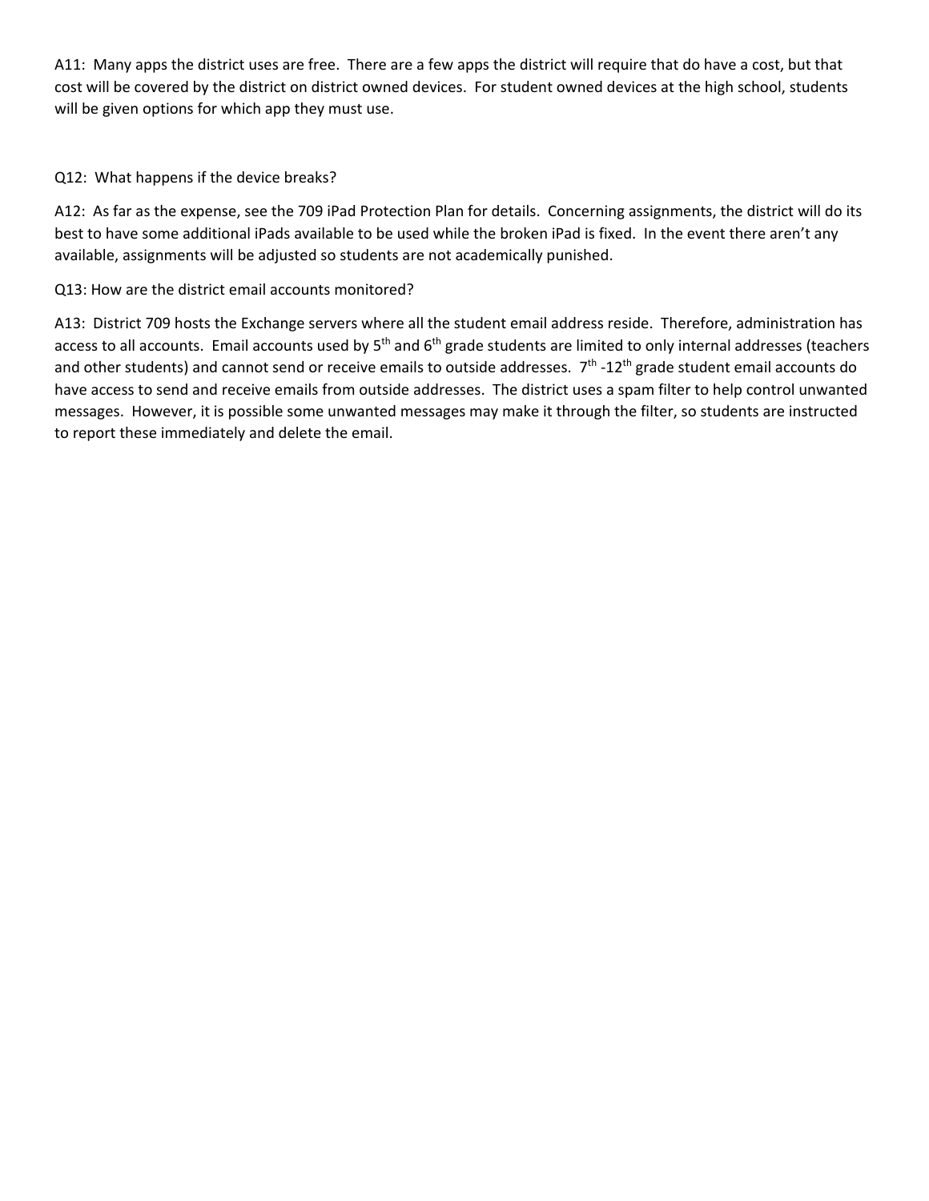A11: Many apps the district uses are free. There are a few apps the district will require that do have a cost, but that cost will be covered by the district on district owned devices. For student owned devices at the high school, students will be given options for which app they must use.

Q12: What happens if the device breaks?

A12: As far as the expense, see the 709 iPad Protection Plan for details. Concerning assignments, the district will do its best to have some additional iPads available to be used while the broken iPad is fixed. In the event there aren't any available, assignments will be adjusted so students are not academically punished.

Q13: How are the district email accounts monitored?

A13: District 709 hosts the Exchange servers where all the student email address reside. Therefore, administration has access to all accounts. Email accounts used by 5th and 6th grade students are limited to only internal addresses (teachers and other students) and cannot send or receive emails to outside addresses. 7th -12th grade student email accounts do have access to send and receive emails from outside addresses. The district uses a spam filter to help control unwanted messages. However, it is possible some unwanted messages may make it through the filter, so students are instructed to report these immediately and delete the email.